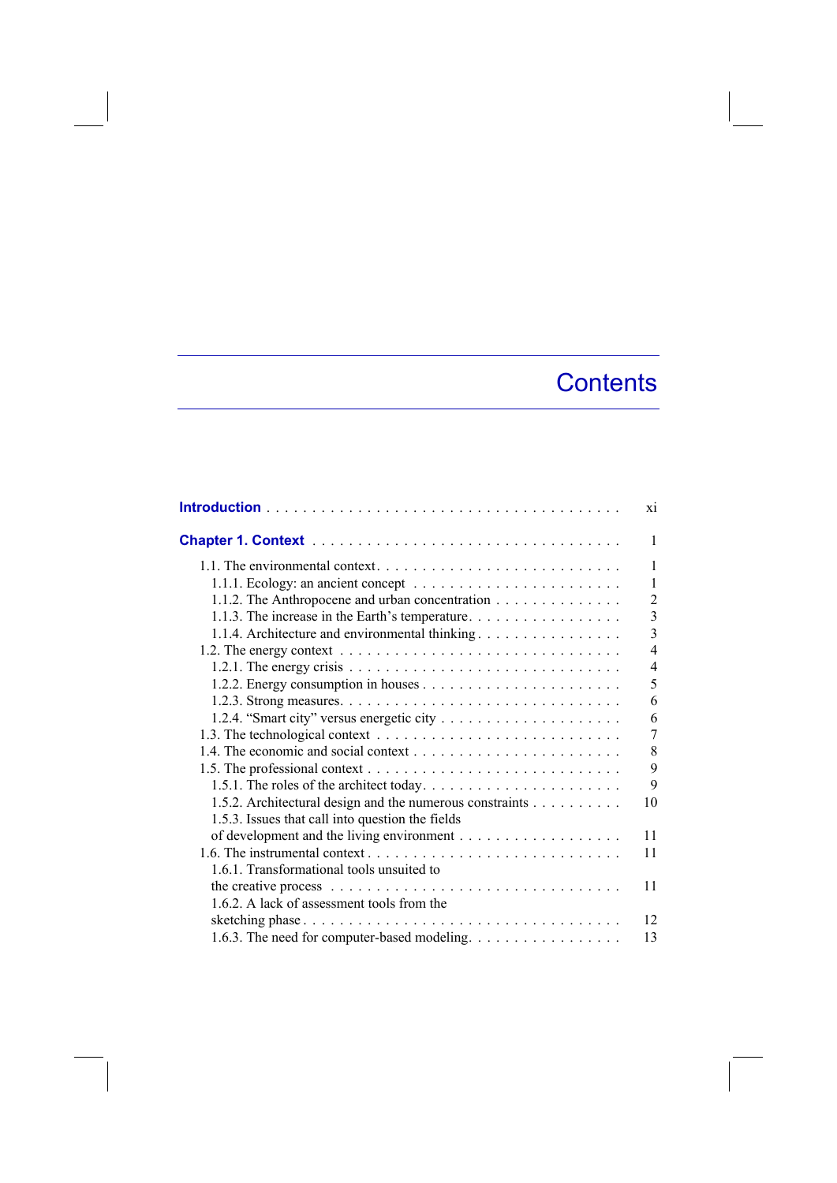# Contents

**Introduction** . . . . . . . . . . . . . . . . . . . . . . . . . . . . . . . . . . . . . . . xi

**Chapter 1. Context** . . . . . . . . . . . . . . . . . . . . . . . . . . . . . . . . . 1

1.1. The environmental context. . . . . . . . . . . . . . . . . . . . . . . . . . 1
  1.1.1. Ecology: an ancient concept . . . . . . . . . . . . . . . . . . . . . . . 1
  1.1.2. The Anthropocene and urban concentration . . . . . . . . . . . . . . 2
  1.1.3. The increase in the Earth's temperature. . . . . . . . . . . . . . . . . 3
  1.1.4. Architecture and environmental thinking . . . . . . . . . . . . . . . . 3
1.2. The energy context . . . . . . . . . . . . . . . . . . . . . . . . . . . . . 4
  1.2.1. The energy crisis . . . . . . . . . . . . . . . . . . . . . . . . . . . . 4
  1.2.2. Energy consumption in houses . . . . . . . . . . . . . . . . . . . . . . 5
  1.2.3. Strong measures. . . . . . . . . . . . . . . . . . . . . . . . . . . . . 6
  1.2.4. "Smart city" versus energetic city . . . . . . . . . . . . . . . . . . . 6
1.3. The technological context . . . . . . . . . . . . . . . . . . . . . . . . . 7
1.4. The economic and social context . . . . . . . . . . . . . . . . . . . . . . 8
1.5. The professional context . . . . . . . . . . . . . . . . . . . . . . . . . . 9
  1.5.1. The roles of the architect today. . . . . . . . . . . . . . . . . . . . . 9
  1.5.2. Architectural design and the numerous constraints . . . . . . . . . . 10
  1.5.3. Issues that call into question the fields of development and the living environment . . . . . . . . . . . . . . . . . . 11
1.6. The instrumental context . . . . . . . . . . . . . . . . . . . . . . . . . . 11
  1.6.1. Transformational tools unsuited to the creative process . . . . . . . . . . . . . . . . . . . . . . . . . . . . . . . 11
  1.6.2. A lack of assessment tools from the sketching phase . . . . . . . . . . . . . . . . . . . . . . . . . . . . . . . . . 12
  1.6.3. The need for computer-based modeling. . . . . . . . . . . . . . . . . 13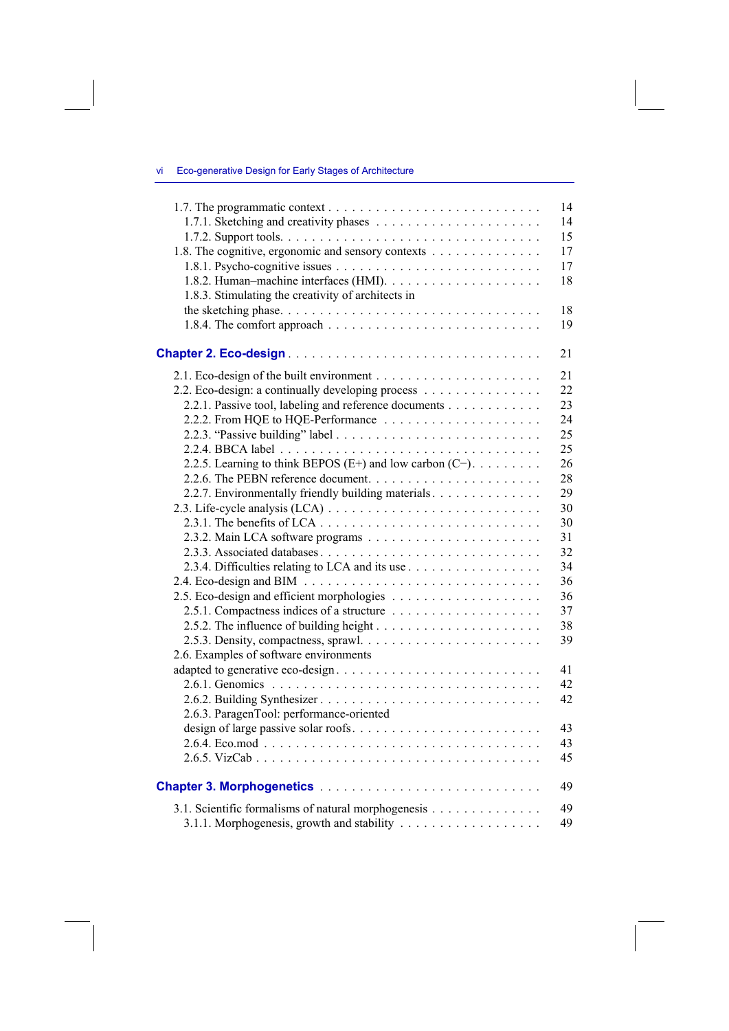1.7. The programmatic context . . . . . . . . . . . . . . . . . . . . . . . . . . 14
  1.7.1. Sketching and creativity phases . . . . . . . . . . . . . . . . . . . . 14
  1.7.2. Support tools. . . . . . . . . . . . . . . . . . . . . . . . . . . . . . . . 15
1.8. The cognitive, ergonomic and sensory contexts . . . . . . . . . . . . . 17
  1.8.1. Psycho-cognitive issues . . . . . . . . . . . . . . . . . . . . . . . . . 17
  1.8.2. Human–machine interfaces (HMI). . . . . . . . . . . . . . . . . . . 18
  1.8.3. Stimulating the creativity of architects in the sketching phase. . . . . . . . . . . . . . . . . . . . . . . . . . . . . . . 18
  1.8.4. The comfort approach . . . . . . . . . . . . . . . . . . . . . . . . . . 19

## Chapter 2. Eco-design . . . . . . . . . . . . . . . . . . . . . . . . . . . . . . 21

2.1. Eco-design of the built environment . . . . . . . . . . . . . . . . . . . . 21
2.2. Eco-design: a continually developing process . . . . . . . . . . . . . . 22
  2.2.1. Passive tool, labeling and reference documents . . . . . . . . . . . 23
  2.2.2. From HQE to HQE-Performance . . . . . . . . . . . . . . . . . . . 24
  2.2.3. “Passive building” label . . . . . . . . . . . . . . . . . . . . . . . . 25
  2.2.4. BBCA label . . . . . . . . . . . . . . . . . . . . . . . . . . . . . . . . 25
  2.2.5. Learning to think BEPOS (E+) and low carbon (C−). . . . . . . . 26
  2.2.6. The PEBN reference document. . . . . . . . . . . . . . . . . . . . . 28
  2.2.7. Environmentally friendly building materials. . . . . . . . . . . . . 29
2.3. Life-cycle analysis (LCA) . . . . . . . . . . . . . . . . . . . . . . . . . . 30
  2.3.1. The benefits of LCA . . . . . . . . . . . . . . . . . . . . . . . . . . . 30
  2.3.2. Main LCA software programs . . . . . . . . . . . . . . . . . . . . . 31
  2.3.3. Associated databases. . . . . . . . . . . . . . . . . . . . . . . . . . . 32
  2.3.4. Difficulties relating to LCA and its use. . . . . . . . . . . . . . . . 34
2.4. Eco-design and BIM . . . . . . . . . . . . . . . . . . . . . . . . . . . . . 36
2.5. Eco-design and efficient morphologies . . . . . . . . . . . . . . . . . . . 36
  2.5.1. Compactness indices of a structure . . . . . . . . . . . . . . . . . . 37
  2.5.2. The influence of building height . . . . . . . . . . . . . . . . . . . . 38
  2.5.3. Density, compactness, sprawl. . . . . . . . . . . . . . . . . . . . . . 39
2.6. Examples of software environments adapted to generative eco-design. . . . . . . . . . . . . . . . . . . . . . . . . . 41
  2.6.1. Genomics . . . . . . . . . . . . . . . . . . . . . . . . . . . . . . . . . 42
  2.6.2. Building Synthesizer . . . . . . . . . . . . . . . . . . . . . . . . . . . 42
  2.6.3. ParagenTool: performance-oriented design of large passive solar roofs. . . . . . . . . . . . . . . . . . . . . . . . 43
  2.6.4. Eco.mod . . . . . . . . . . . . . . . . . . . . . . . . . . . . . . . . . . 43
  2.6.5. VizCab . . . . . . . . . . . . . . . . . . . . . . . . . . . . . . . . . . . 45

## Chapter 3. Morphogenetics . . . . . . . . . . . . . . . . . . . . . . . . . . . 49

3.1. Scientific formalisms of natural morphogenesis . . . . . . . . . . . . . 49
  3.1.1. Morphogenesis, growth and stability . . . . . . . . . . . . . . . . . 49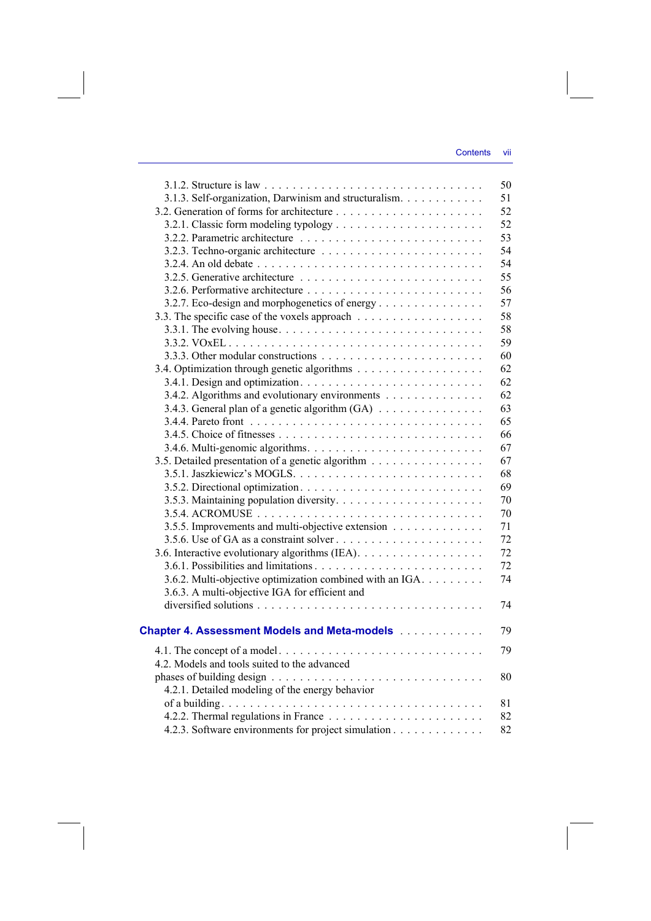3.1.2. Structure is law . . . . . . . . . . . . . . . . . . . . . . . . . . . . . 50
3.1.3. Self-organization, Darwinism and structuralism. . . . . . . . . . . . 51
3.2. Generation of forms for architecture . . . . . . . . . . . . . . . . . . . . . 52
3.2.1. Classic form modeling typology . . . . . . . . . . . . . . . . . . . . . 52
3.2.2. Parametric architecture . . . . . . . . . . . . . . . . . . . . . . . . 53
3.2.3. Techno-organic architecture . . . . . . . . . . . . . . . . . . . . . . 54
3.2.4. An old debate . . . . . . . . . . . . . . . . . . . . . . . . . . . . . 54
3.2.5. Generative architecture . . . . . . . . . . . . . . . . . . . . . . . . 55
3.2.6. Performative architecture . . . . . . . . . . . . . . . . . . . . . . . 56
3.2.7. Eco-design and morphogenetics of energy . . . . . . . . . . . . . . . 57
3.3. The specific case of the voxels approach . . . . . . . . . . . . . . . . . . 58
3.3.1. The evolving house. . . . . . . . . . . . . . . . . . . . . . . . . . . 58
3.3.2. VOxEL . . . . . . . . . . . . . . . . . . . . . . . . . . . . . . . . . 59
3.3.3. Other modular constructions . . . . . . . . . . . . . . . . . . . . . . 60
3.4. Optimization through genetic algorithms . . . . . . . . . . . . . . . . . . 62
3.4.1. Design and optimization. . . . . . . . . . . . . . . . . . . . . . . . . 62
3.4.2. Algorithms and evolutionary environments . . . . . . . . . . . . . . 62
3.4.3. General plan of a genetic algorithm (GA) . . . . . . . . . . . . . . . 63
3.4.4. Pareto front . . . . . . . . . . . . . . . . . . . . . . . . . . . . . . . 65
3.4.5. Choice of fitnesses . . . . . . . . . . . . . . . . . . . . . . . . . . . 66
3.4.6. Multi-genomic algorithms. . . . . . . . . . . . . . . . . . . . . . . . 67
3.5. Detailed presentation of a genetic algorithm . . . . . . . . . . . . . . . . 67
3.5.1. Jaszkiewicz's MOGLS. . . . . . . . . . . . . . . . . . . . . . . . . . 68
3.5.2. Directional optimization. . . . . . . . . . . . . . . . . . . . . . . . . 69
3.5.3. Maintaining population diversity. . . . . . . . . . . . . . . . . . . . . 70
3.5.4. ACROMUSE . . . . . . . . . . . . . . . . . . . . . . . . . . . . . . . 70
3.5.5. Improvements and multi-objective extension . . . . . . . . . . . . . 71
3.5.6. Use of GA as a constraint solver . . . . . . . . . . . . . . . . . . . . 72
3.6. Interactive evolutionary algorithms (IEA). . . . . . . . . . . . . . . . . . 72
3.6.1. Possibilities and limitations . . . . . . . . . . . . . . . . . . . . . . . 72
3.6.2. Multi-objective optimization combined with an IGA. . . . . . . . . 74
3.6.3. A multi-objective IGA for efficient and diversified solutions . . . . . . . . . . . . . . . . . . . . . . . . . . . . . 74

**Chapter 4. Assessment Models and Meta-models** . . . . . . . . . . . . 79

4.1. The concept of a model . . . . . . . . . . . . . . . . . . . . . . . . . . . 79
4.2. Models and tools suited to the advanced phases of building design . . . . . . . . . . . . . . . . . . . . . . . . . . . . 80
4.2.1. Detailed modeling of the energy behavior of a building. . . . . . . . . . . . . . . . . . . . . . . . . . . . . . . . . 81
4.2.2. Thermal regulations in France . . . . . . . . . . . . . . . . . . . . . 82
4.2.3. Software environments for project simulation . . . . . . . . . . . . . 82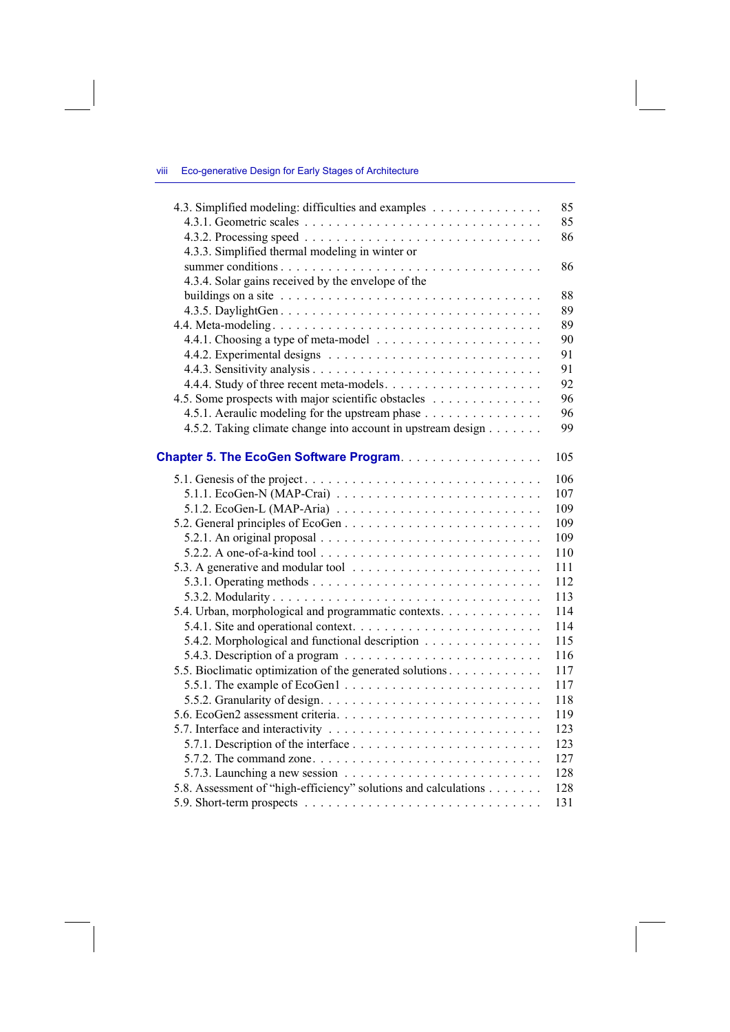4.3. Simplified modeling: difficulties and examples . . . . . . . . . . . . . . 85
- 4.3.1. Geometric scales . . . . . . . . . . . . . . . . . . . . . . . . . . . . . . 85
- 4.3.2. Processing speed . . . . . . . . . . . . . . . . . . . . . . . . . . . . . . 86
- 4.3.3. Simplified thermal modeling in winter or summer conditions . . . . . . . . . . . . . . . . . . . . . . . . . . . . . . . . . 86
- 4.3.4. Solar gains received by the envelope of the buildings on a site . . . . . . . . . . . . . . . . . . . . . . . . . . . . . . . 88
- 4.3.5. DaylightGen . . . . . . . . . . . . . . . . . . . . . . . . . . . . . . . . 89

4.4. Meta-modeling . . . . . . . . . . . . . . . . . . . . . . . . . . . . . . . . . . 89
- 4.4.1. Choosing a type of meta-model . . . . . . . . . . . . . . . . . . . . . 90
- 4.4.2. Experimental designs . . . . . . . . . . . . . . . . . . . . . . . . . . 91
- 4.4.3. Sensitivity analysis . . . . . . . . . . . . . . . . . . . . . . . . . . . . 91
- 4.4.4. Study of three recent meta-models . . . . . . . . . . . . . . . . . . . 92

4.5. Some prospects with major scientific obstacles . . . . . . . . . . . . . . 96
- 4.5.1. Aeraulic modeling for the upstream phase . . . . . . . . . . . . . . . 96
- 4.5.2. Taking climate change into account in upstream design . . . . . . . 99

**Chapter 5. The EcoGen Software Program** . . . . . . . . . . . . . . . . . . 105

5.1. Genesis of the project . . . . . . . . . . . . . . . . . . . . . . . . . . . . . 106
- 5.1.1. EcoGen-N (MAP-Crai) . . . . . . . . . . . . . . . . . . . . . . . . . 107
- 5.1.2. EcoGen-L (MAP-Aria) . . . . . . . . . . . . . . . . . . . . . . . . . 109

5.2. General principles of EcoGen . . . . . . . . . . . . . . . . . . . . . . . . . 109
- 5.2.1. An original proposal . . . . . . . . . . . . . . . . . . . . . . . . . . . 109
- 5.2.2. A one-of-a-kind tool . . . . . . . . . . . . . . . . . . . . . . . . . . . 110

5.3. A generative and modular tool . . . . . . . . . . . . . . . . . . . . . . . . 111
- 5.3.1. Operating methods . . . . . . . . . . . . . . . . . . . . . . . . . . . . 112
- 5.3.2. Modularity . . . . . . . . . . . . . . . . . . . . . . . . . . . . . . . . 113

5.4. Urban, morphological and programmatic contexts . . . . . . . . . . . . . 114
- 5.4.1. Site and operational context . . . . . . . . . . . . . . . . . . . . . . . 114
- 5.4.2. Morphological and functional description . . . . . . . . . . . . . . . 115
- 5.4.3. Description of a program . . . . . . . . . . . . . . . . . . . . . . . . 116

5.5. Bioclimatic optimization of the generated solutions . . . . . . . . . . . . 117
- 5.5.1. The example of EcoGen1 . . . . . . . . . . . . . . . . . . . . . . . . 117
- 5.5.2. Granularity of design . . . . . . . . . . . . . . . . . . . . . . . . . . . 118

5.6. EcoGen2 assessment criteria . . . . . . . . . . . . . . . . . . . . . . . . . . 119

5.7. Interface and interactivity . . . . . . . . . . . . . . . . . . . . . . . . . . . 123
- 5.7.1. Description of the interface . . . . . . . . . . . . . . . . . . . . . . . 123
- 5.7.2. The command zone . . . . . . . . . . . . . . . . . . . . . . . . . . . . 127
- 5.7.3. Launching a new session . . . . . . . . . . . . . . . . . . . . . . . . 128

5.8. Assessment of “high-efficiency” solutions and calculations . . . . . . . 128

5.9. Short-term prospects . . . . . . . . . . . . . . . . . . . . . . . . . . . . . . 131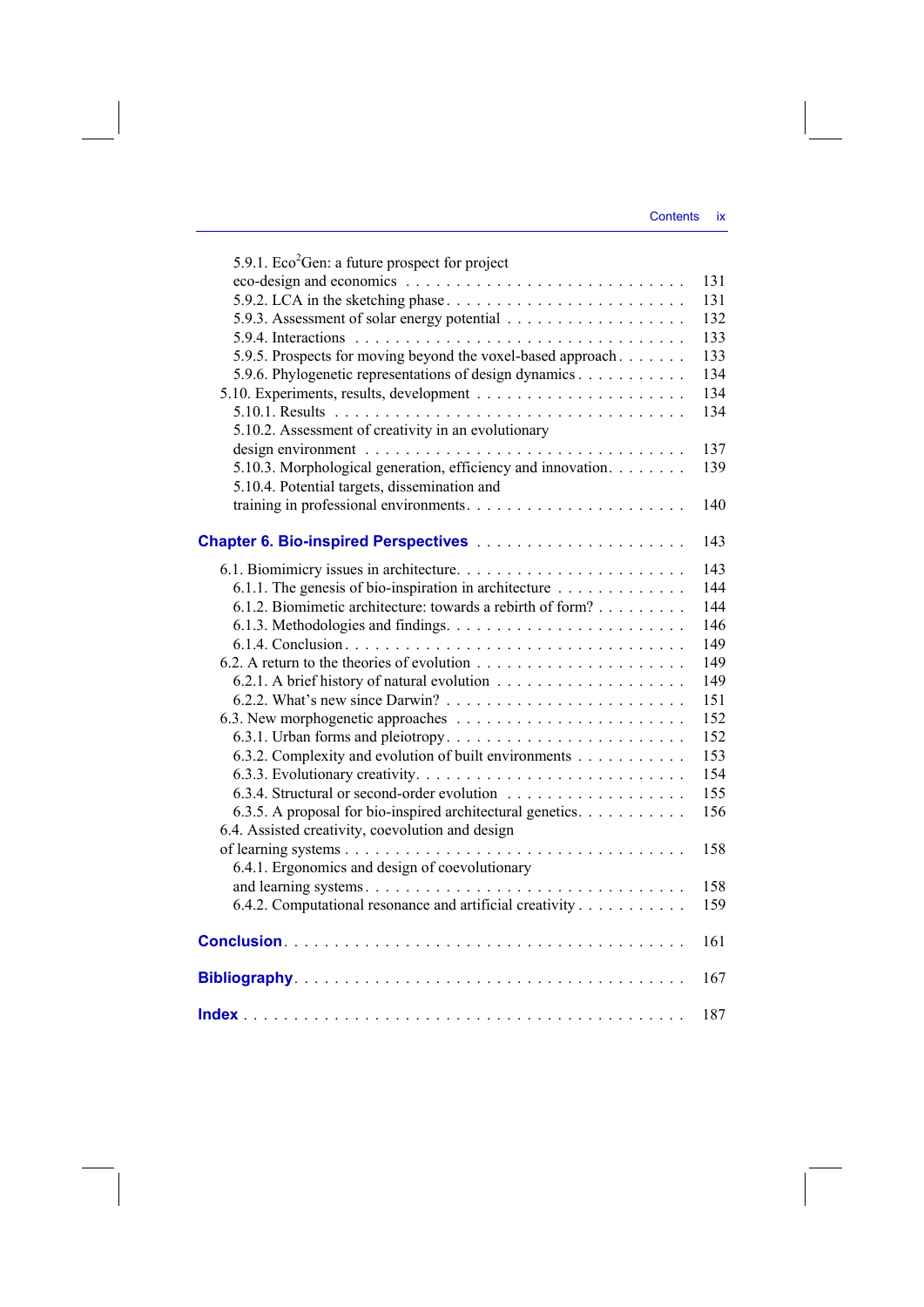5.9.1. Eco$^2$Gen: a future prospect for project eco-design and economics . . . . . . . . . . . . . . . . . . . . . . . . . . . 131
5.9.2. LCA in the sketching phase . . . . . . . . . . . . . . . . . . . . . . . . 131
5.9.3. Assessment of solar energy potential . . . . . . . . . . . . . . . . . . 132
5.9.4. Interactions . . . . . . . . . . . . . . . . . . . . . . . . . . . . . . . . . 133
5.9.5. Prospects for moving beyond the voxel-based approach . . . . . . . 133
5.9.6. Phylogenetic representations of design dynamics . . . . . . . . . . . 134
5.10. Experiments, results, development . . . . . . . . . . . . . . . . . . . . 134
5.10.1. Results . . . . . . . . . . . . . . . . . . . . . . . . . . . . . . . . . 134
5.10.2. Assessment of creativity in an evolutionary design environment . . . . . . . . . . . . . . . . . . . . . . . . . . . . . 137
5.10.3. Morphological generation, efficiency and innovation . . . . . . . . 139
5.10.4. Potential targets, dissemination and training in professional environments . . . . . . . . . . . . . . . . . . . . . 140

**Chapter 6. Bio-inspired Perspectives** . . . . . . . . . . . . . . . . . . . . . 143

6.1. Biomimicry issues in architecture . . . . . . . . . . . . . . . . . . . . . . 143
6.1.1. The genesis of bio-inspiration in architecture . . . . . . . . . . . . . 144
6.1.2. Biomimetic architecture: towards a rebirth of form? . . . . . . . . . 144
6.1.3. Methodologies and findings . . . . . . . . . . . . . . . . . . . . . . . 146
6.1.4. Conclusion . . . . . . . . . . . . . . . . . . . . . . . . . . . . . . . . 149
6.2. A return to the theories of evolution . . . . . . . . . . . . . . . . . . . . 149
6.2.1. A brief history of natural evolution . . . . . . . . . . . . . . . . . . . 149
6.2.2. What's new since Darwin? . . . . . . . . . . . . . . . . . . . . . . . . 151
6.3. New morphogenetic approaches . . . . . . . . . . . . . . . . . . . . . . . 152
6.3.1. Urban forms and pleiotropy . . . . . . . . . . . . . . . . . . . . . . . 152
6.3.2. Complexity and evolution of built environments . . . . . . . . . . . 153
6.3.3. Evolutionary creativity . . . . . . . . . . . . . . . . . . . . . . . . . . 154
6.3.4. Structural or second-order evolution . . . . . . . . . . . . . . . . . . 155
6.3.5. A proposal for bio-inspired architectural genetics . . . . . . . . . . . 156
6.4. Assisted creativity, coevolution and design of learning systems . . . . . . . . . . . . . . . . . . . . . . . . . . . . . . . . . 158
6.4.1. Ergonomics and design of coevolutionary and learning systems . . . . . . . . . . . . . . . . . . . . . . . . . . . . . . 158
6.4.2. Computational resonance and artificial creativity . . . . . . . . . . . 159

**Conclusion** . . . . . . . . . . . . . . . . . . . . . . . . . . . . . . . . . . . . . 161

**Bibliography** . . . . . . . . . . . . . . . . . . . . . . . . . . . . . . . . . . . . 167

**Index** . . . . . . . . . . . . . . . . . . . . . . . . . . . . . . . . . . . . . . . . 187